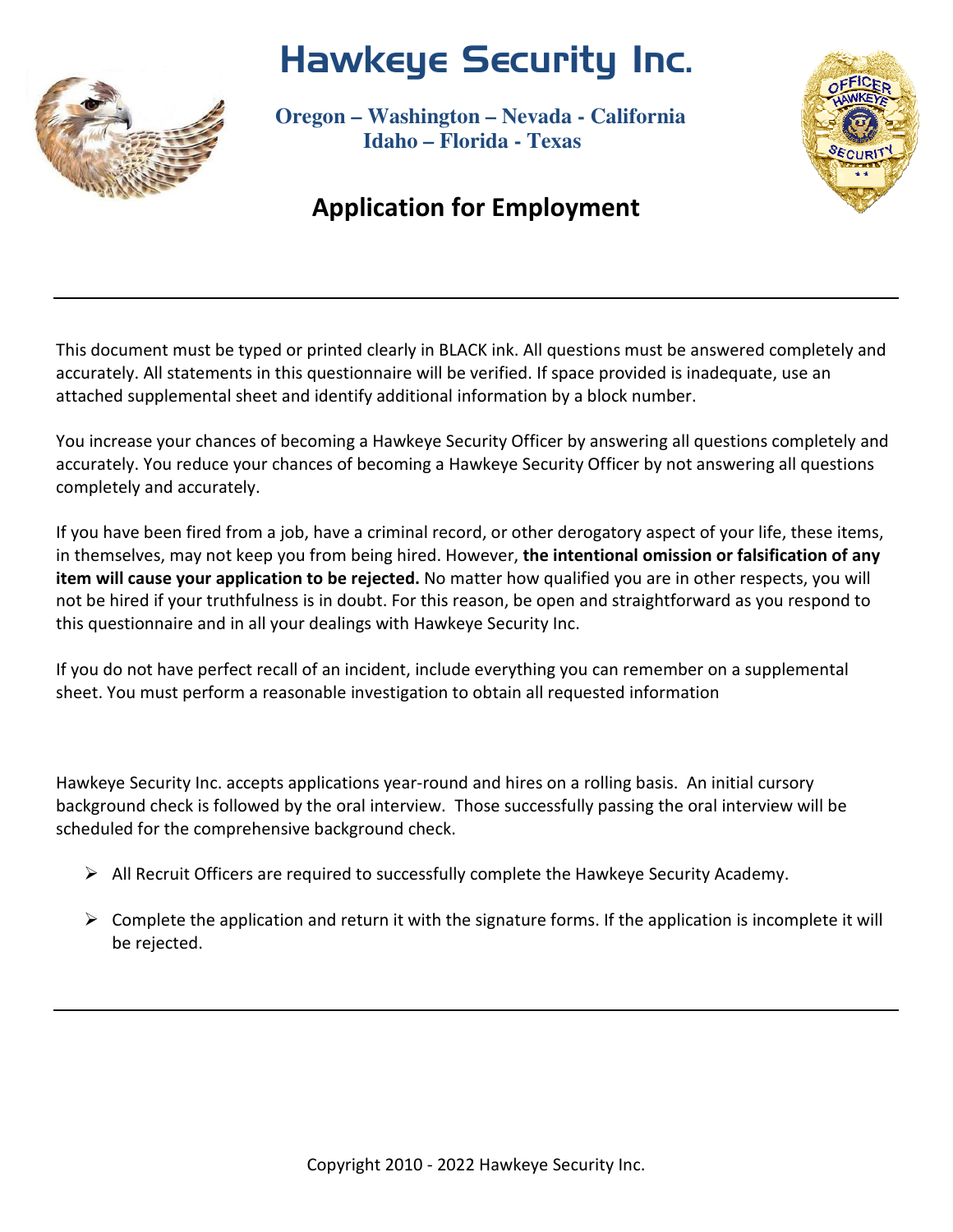# Hawkeye Security Inc.

**Oregon – Washington – Nevada - California**
**Idaho – Florida - Texas**

## Application for Employment

---

This document must be typed or printed clearly in BLACK ink. All questions must be answered completely and accurately. All statements in this questionnaire will be verified. If space provided is inadequate, use an attached supplemental sheet and identify additional information by a block number.

You increase your chances of becoming a Hawkeye Security Officer by answering all questions completely and accurately. You reduce your chances of becoming a Hawkeye Security Officer by not answering all questions completely and accurately.

If you have been fired from a job, have a criminal record, or other derogatory aspect of your life, these items, in themselves, may not keep you from being hired. However, **the intentional omission or falsification of any item will cause your application to be rejected.** No matter how qualified you are in other respects, you will not be hired if your truthfulness is in doubt. For this reason, be open and straightforward as you respond to this questionnaire and in all your dealings with Hawkeye Security Inc.

If you do not have perfect recall of an incident, include everything you can remember on a supplemental sheet. You must perform a reasonable investigation to obtain all requested information

Hawkeye Security Inc. accepts applications year-round and hires on a rolling basis. An initial cursory background check is followed by the oral interview. Those successfully passing the oral interview will be scheduled for the comprehensive background check.

- All Recruit Officers are required to successfully complete the Hawkeye Security Academy.
- Complete the application and return it with the signature forms. If the application is incomplete it will be rejected.

---

Copyright 2010 - 2022 Hawkeye Security Inc.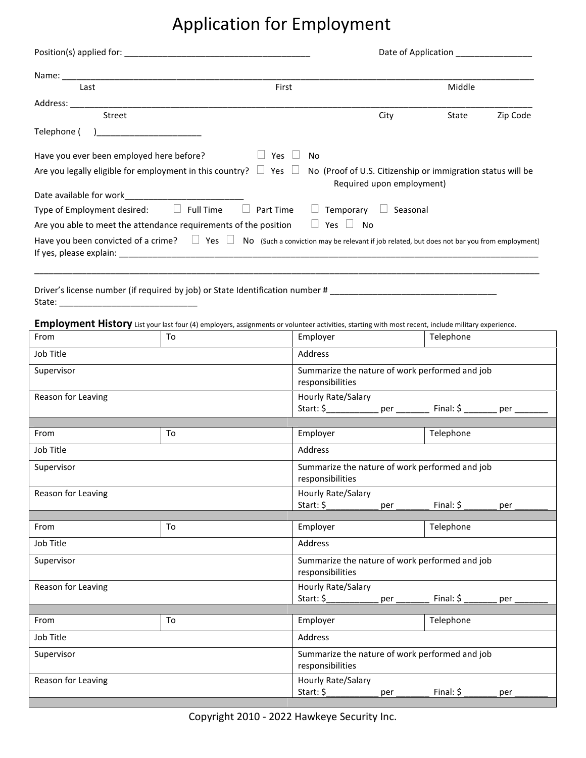# Application for Employment

Position(s) applied for: _______________________________________ Date of Application ________________

Name: ____________________________________________________________________________________________
Last First Middle

Address: __________________________________________________________________________________________
Street City State Zip Code

Telephone ( )______________________

Have you ever been employed here before? ☐ Yes ☐ No

Are you legally eligible for employment in this country? ☐ Yes ☐ No (Proof of U.S. Citizenship or immigration status will be Required upon employment)

Date available for work_________________________

Type of Employment desired: ☐ Full Time ☐ Part Time ☐ Temporary ☐ Seasonal

Are you able to meet the attendance requirements of the position ☐ Yes ☐ No

Have you been convicted of a crime? ☐ Yes ☐ No (Such a conviction may be relevant if job related, but does not bar you from employment)

If yes, please explain: ____________________________________________________________________________

___________________________________________________________________________________________________

Driver's license number (if required by job) or State Identification number # ___________________________________

State: _____________________________

**Employment History** List your last four (4) employers, assignments or volunteer activities, starting with most recent, include military experience.

| From | To | Employer | Telephone |
|---|---|---|---|
| Job Title | | Address | |
| Supervisor | | Summarize the nature of work performed and job responsibilities | |
| Reason for Leaving | | Hourly Rate/Salary Start: $___________ per _______ Final: $ _______ per _______ | |
| | | | |
| From | To | Employer | Telephone |
| Job Title | | Address | |
| Supervisor | | Summarize the nature of work performed and job responsibilities | |
| Reason for Leaving | | Hourly Rate/Salary Start: $___________ per _______ Final: $ _______ per _______ | |
| | | | |
| From | To | Employer | Telephone |
| Job Title | | Address | |
| Supervisor | | Summarize the nature of work performed and job responsibilities | |
| Reason for Leaving | | Hourly Rate/Salary Start: $___________ per _______ Final: $ _______ per _______ | |
| | | | |
| From | To | Employer | Telephone |
| Job Title | | Address | |
| Supervisor | | Summarize the nature of work performed and job responsibilities | |
| Reason for Leaving | | Hourly Rate/Salary Start: $___________ per _______ Final: $ _______ per _______ | |

Copyright 2010 - 2022 Hawkeye Security Inc.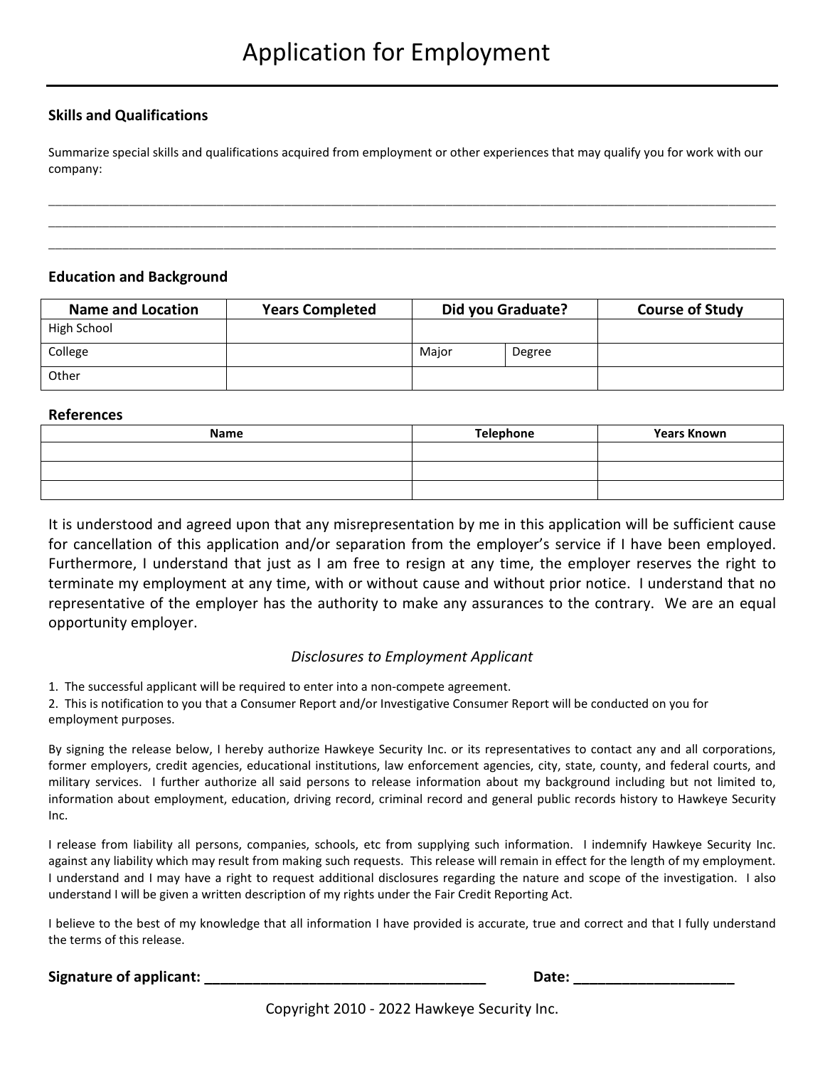# Application for Employment

### Skills and Qualifications

Summarize special skills and qualifications acquired from employment or other experiences that may qualify you for work with our company:

______________________________________________________________________________________________________

______________________________________________________________________________________________________

______________________________________________________________________________________________________

### Education and Background

| Name and Location | Years Completed | Did you Graduate? | | Course of Study |
|---|---|---|---|---|
| High School | | | | |
| College | | Major | Degree | |
| Other | | | | |

### References

| Name | Telephone | Years Known |
|---|---|---|
| | | |
| | | |
| | | |

It is understood and agreed upon that any misrepresentation by me in this application will be sufficient cause for cancellation of this application and/or separation from the employer's service if I have been employed. Furthermore, I understand that just as I am free to resign at any time, the employer reserves the right to terminate my employment at any time, with or without cause and without prior notice. I understand that no representative of the employer has the authority to make any assurances to the contrary. We are an equal opportunity employer.

*Disclosures to Employment Applicant*

1. The successful applicant will be required to enter into a non-compete agreement.
2. This is notification to you that a Consumer Report and/or Investigative Consumer Report will be conducted on you for employment purposes.

By signing the release below, I hereby authorize Hawkeye Security Inc. or its representatives to contact any and all corporations, former employers, credit agencies, educational institutions, law enforcement agencies, city, state, county, and federal courts, and military services. I further authorize all said persons to release information about my background including but not limited to, information about employment, education, driving record, criminal record and general public records history to Hawkeye Security Inc.

I release from liability all persons, companies, schools, etc from supplying such information. I indemnify Hawkeye Security Inc. against any liability which may result from making such requests. This release will remain in effect for the length of my employment. I understand and I may have a right to request additional disclosures regarding the nature and scope of the investigation. I also understand I will be given a written description of my rights under the Fair Credit Reporting Act.

I believe to the best of my knowledge that all information I have provided is accurate, true and correct and that I fully understand the terms of this release.

**Signature of applicant: ___________________________________ Date: ____________________**

Copyright 2010 - 2022 Hawkeye Security Inc.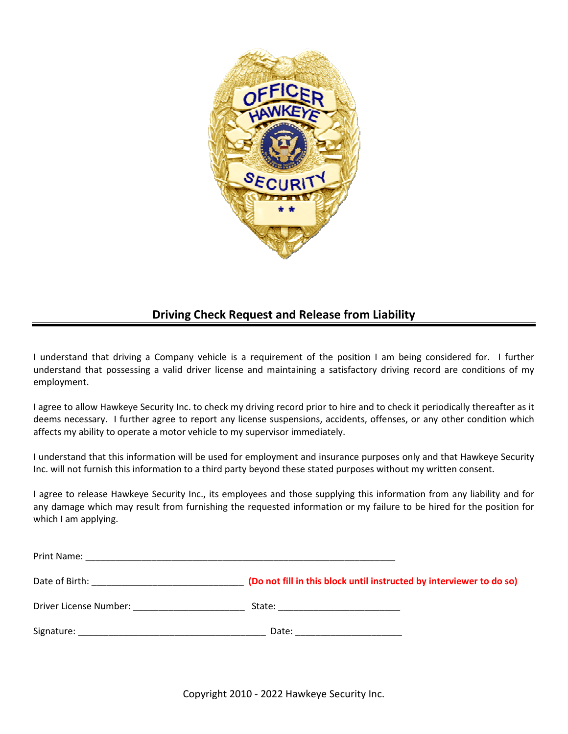## Driving Check Request and Release from Liability

I understand that driving a Company vehicle is a requirement of the position I am being considered for. I further understand that possessing a valid driver license and maintaining a satisfactory driving record are conditions of my employment.

I agree to allow Hawkeye Security Inc. to check my driving record prior to hire and to check it periodically thereafter as it deems necessary. I further agree to report any license suspensions, accidents, offenses, or any other condition which affects my ability to operate a motor vehicle to my supervisor immediately.

I understand that this information will be used for employment and insurance purposes only and that Hawkeye Security Inc. will not furnish this information to a third party beyond these stated purposes without my written consent.

I agree to release Hawkeye Security Inc., its employees and those supplying this information from any liability and for any damage which may result from furnishing the requested information or my failure to be hired for the position for which I am applying.

Print Name: ______________________________________________________________

Date of Birth: ______________________________ **(Do not fill in this block until instructed by interviewer to do so)**

Driver License Number: ______________________ State: ________________________

Signature: _____________________________________ Date: _____________________

Copyright 2010 - 2022 Hawkeye Security Inc.